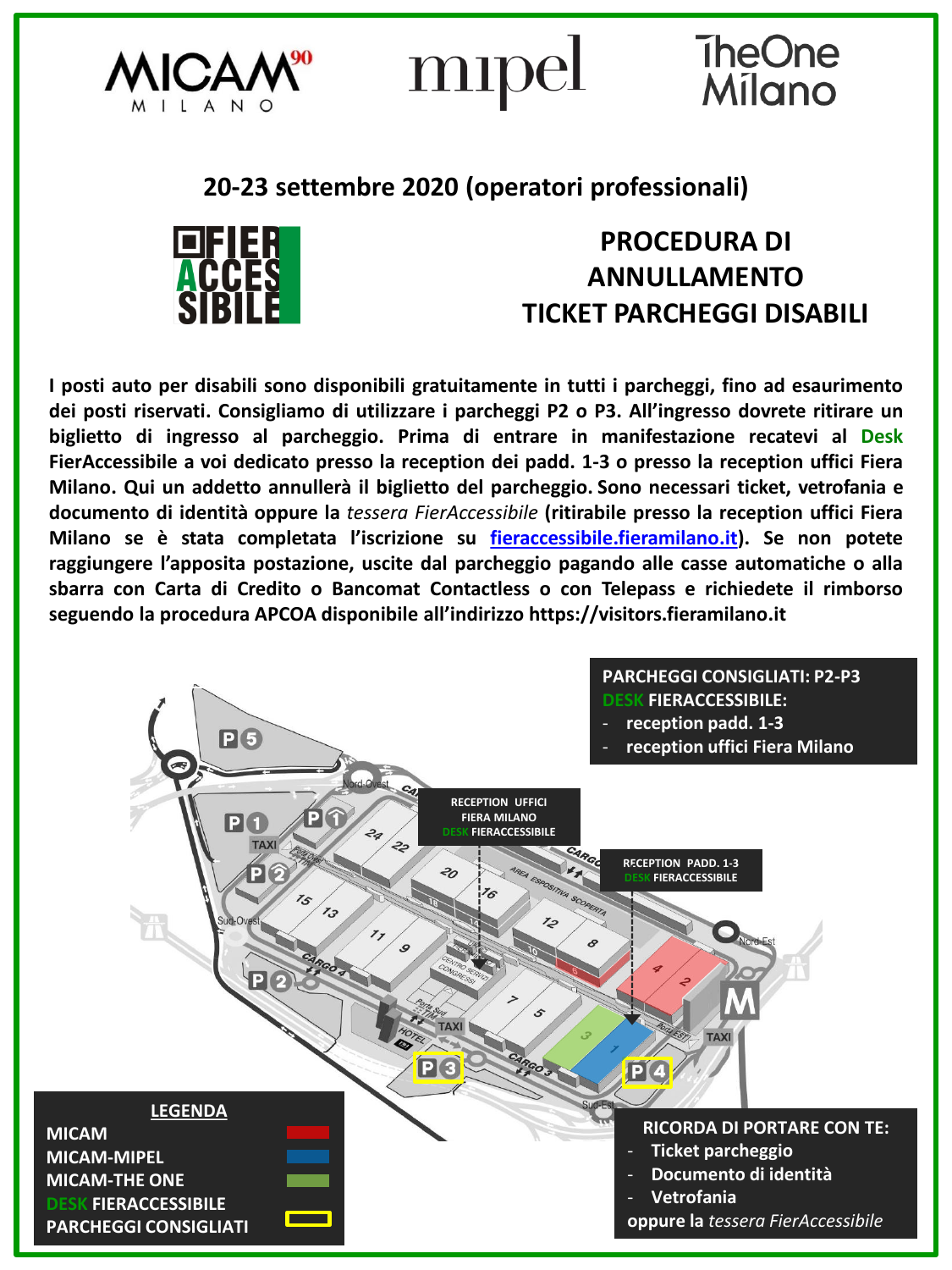MICAM MILANO | mipel | TheOne Milano

## 20-23 settembre 2020 (operatori professionali)

FIERACCESSIBILE

# PROCEDURA DI ANNULLAMENTO TICKET PARCHEGGI DISABILI

**I posti auto per disabili sono disponibili gratuitamente in tutti i parcheggi, fino ad esaurimento dei posti riservati. Consigliamo di utilizzare i parcheggi P2 o P3. All'ingresso dovrete ritirare un biglietto di ingresso al parcheggio. Prima di entrare in manifestazione recatevi al Desk FierAccessibile a voi dedicato presso la reception dei padd. 1-3 o presso la reception uffici Fiera Milano. Qui un addetto annullerà il biglietto del parcheggio. Sono necessari ticket, vetrofania e documento di identità oppure la *tessera FierAccessibile* (ritirabile presso la reception uffici Fiera Milano se è stata completata l'iscrizione su fieraccessibile.fieramilano.it). Se non potete raggiungere l'apposita postazione, uscite dal parcheggio pagando alle casse automatiche o alla sbarra con Carta di Credito o Bancomat Contactless o con Telepass e richiedete il rimborso seguendo la procedura APCOA disponibile all'indirizzo https://visitors.fieramilano.it**

**PARCHEGGI CONSIGLIATI: P2-P3**

**DESK FIERACCESSIBILE:**
- **reception padd. 1-3**
- **reception uffici Fiera Milano**

RECEPTION UFFICI FIERA MILANO – DESK FIERACCESSIBILE

RECEPTION PADD. 1-3 – DESK FIERACCESSIBILE

**LEGENDA**
- MICAM
- MICAM-MIPEL
- MICAM-THE ONE
- DESK FIERACCESSIBILE
- PARCHEGGI CONSIGLIATI

**RICORDA DI PORTARE CON TE:**
- **Ticket parcheggio**
- **Documento di identità**
- **Vetrofania**

**oppure la *tessera FierAccessibile***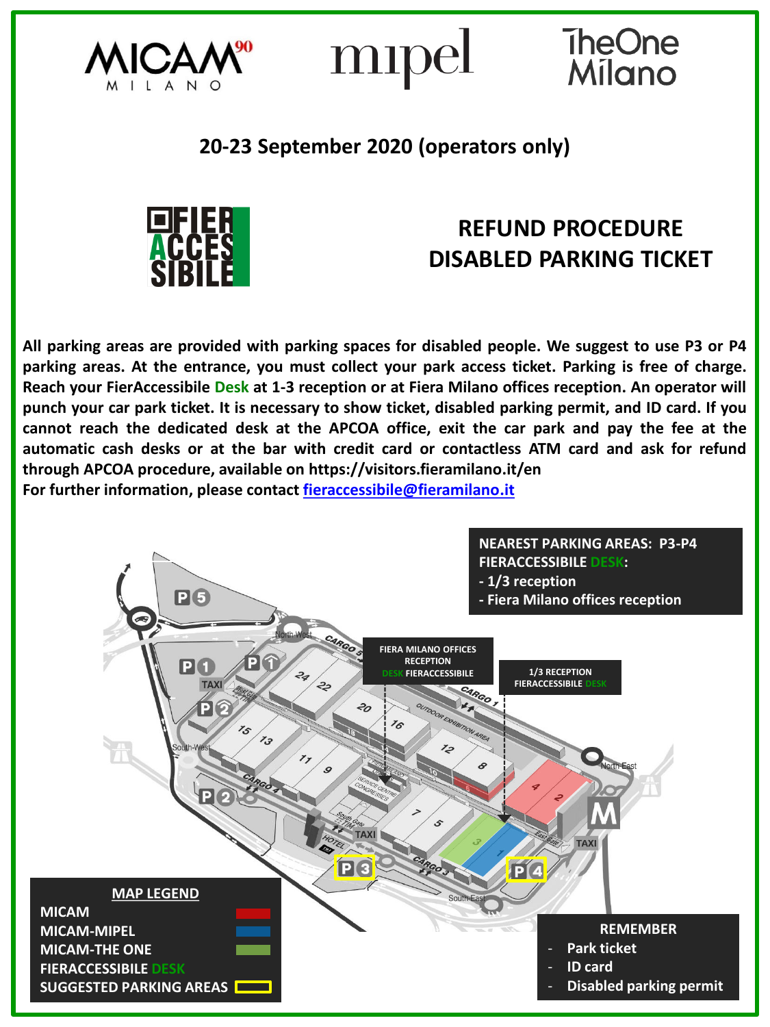MICAM MILANO · mipel · TheOne Milano

## 20-23 September 2020 (operators only)

FIER ACCES SIBILE

# REFUND PROCEDURE DISABLED PARKING TICKET

**All parking areas are provided with parking spaces for disabled people. We suggest to use P3 or P4 parking areas. At the entrance, you must collect your park access ticket. Parking is free of charge. Reach your FierAccessibile Desk at 1-3 reception or at Fiera Milano offices reception. An operator will punch your car park ticket. It is necessary to show ticket, disabled parking permit, and ID card. If you cannot reach the dedicated desk at the APCOA office, exit the car park and pay the fee at the automatic cash desks or at the bar with credit card or contactless ATM card and ask for refund through APCOA procedure, available on https://visitors.fieramilano.it/en**
**For further information, please contact [fieraccessibile@fieramilano.it](mailto:fieraccessibile@fieramilano.it)**

**NEAREST PARKING AREAS: P3-P4**
**FIERACCESSIBILE DESK:**
- **1/3 reception**
- **Fiera Milano offices reception**

FIERA MILANO OFFICES RECEPTION DESK FIERACCESSIBILE

1/3 RECEPTION FIERACCESSIBILE DESK

**MAP LEGEND**
- MICAM
- MICAM-MIPEL
- MICAM-THE ONE
- FIERACCESSIBILE DESK
- SUGGESTED PARKING AREAS

**REMEMBER**
- Park ticket
- ID card
- Disabled parking permit